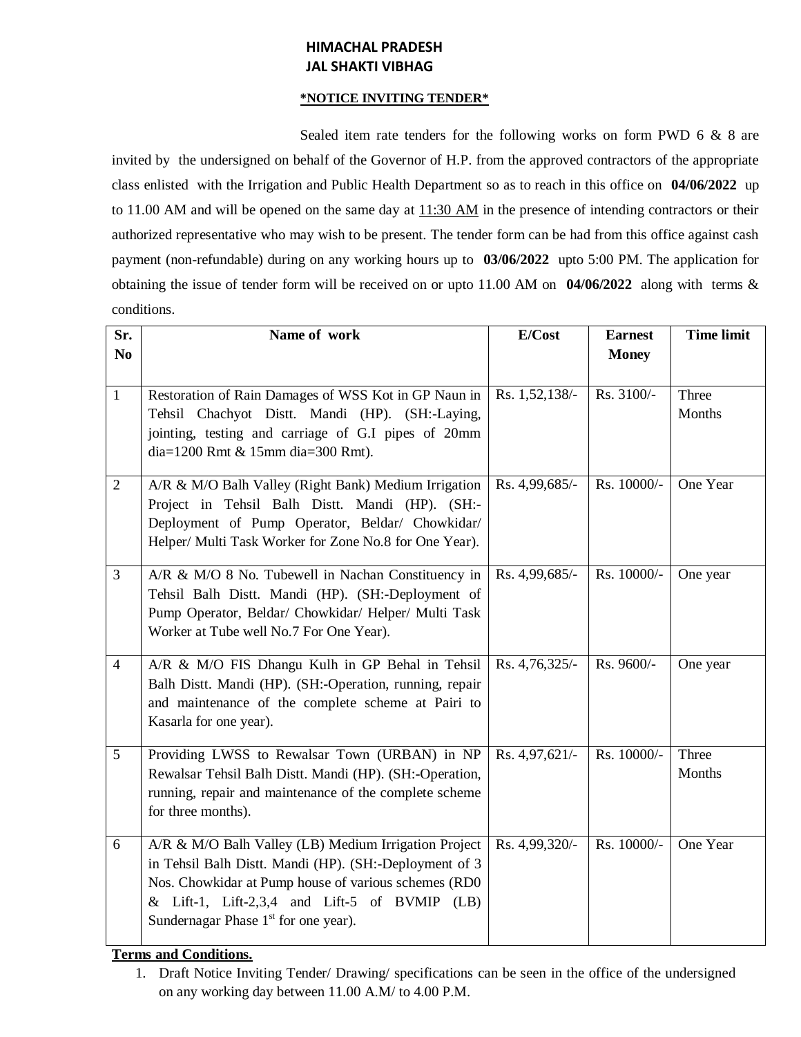**HIMACHAL PRADESH**
**JAL SHAKTI VIBHAG**

***NOTICE INVITING TENDER***

Sealed item rate tenders for the following works on form PWD 6 & 8 are invited by the undersigned on behalf of the Governor of H.P. from the approved contractors of the appropriate class enlisted with the Irrigation and Public Health Department so as to reach in this office on **04/06/2022** up to 11.00 AM and will be opened on the same day at 11:30 AM in the presence of intending contractors or their authorized representative who may wish to be present. The tender form can be had from this office against cash payment (non-refundable) during on any working hours up to **03/06/2022** upto 5:00 PM. The application for obtaining the issue of tender form will be received on or upto 11.00 AM on **04/06/2022** along with terms & conditions.

| Sr. No | Name of work | E/Cost | Earnest Money | Time limit |
|---|---|---|---|---|
| 1 | Restoration of Rain Damages of WSS Kot in GP Naun in Tehsil Chachyot Distt. Mandi (HP). (SH:-Laying, jointing, testing and carriage of G.I pipes of 20mm dia=1200 Rmt & 15mm dia=300 Rmt). | Rs. 1,52,138/- | Rs. 3100/- | Three Months |
| 2 | A/R & M/O Balh Valley (Right Bank) Medium Irrigation Project in Tehsil Balh Distt. Mandi (HP). (SH:-Deployment of Pump Operator, Beldar/ Chowkidar/ Helper/ Multi Task Worker for Zone No.8 for One Year). | Rs. 4,99,685/- | Rs. 10000/- | One Year |
| 3 | A/R & M/O 8 No. Tubewell in Nachan Constituency in Tehsil Balh Distt. Mandi (HP). (SH:-Deployment of Pump Operator, Beldar/ Chowkidar/ Helper/ Multi Task Worker at Tube well No.7 For One Year). | Rs. 4,99,685/- | Rs. 10000/- | One year |
| 4 | A/R & M/O FIS Dhangu Kulh in GP Behal in Tehsil Balh Distt. Mandi (HP). (SH:-Operation, running, repair and maintenance of the complete scheme at Pairi to Kasarla for one year). | Rs. 4,76,325/- | Rs. 9600/- | One year |
| 5 | Providing LWSS to Rewalsar Town (URBAN) in NP Rewalsar Tehsil Balh Distt. Mandi (HP). (SH:-Operation, running, repair and maintenance of the complete scheme for three months). | Rs. 4,97,621/- | Rs. 10000/- | Three Months |
| 6 | A/R & M/O Balh Valley (LB) Medium Irrigation Project in Tehsil Balh Distt. Mandi (HP). (SH:-Deployment of 3 Nos. Chowkidar at Pump house of various schemes (RD0 & Lift-1, Lift-2,3,4 and Lift-5 of BVMIP (LB) Sundernagar Phase 1st for one year). | Rs. 4,99,320/- | Rs. 10000/- | One Year |

**Terms and Conditions.**

1. Draft Notice Inviting Tender/ Drawing/ specifications can be seen in the office of the undersigned on any working day between 11.00 A.M/ to 4.00 P.M.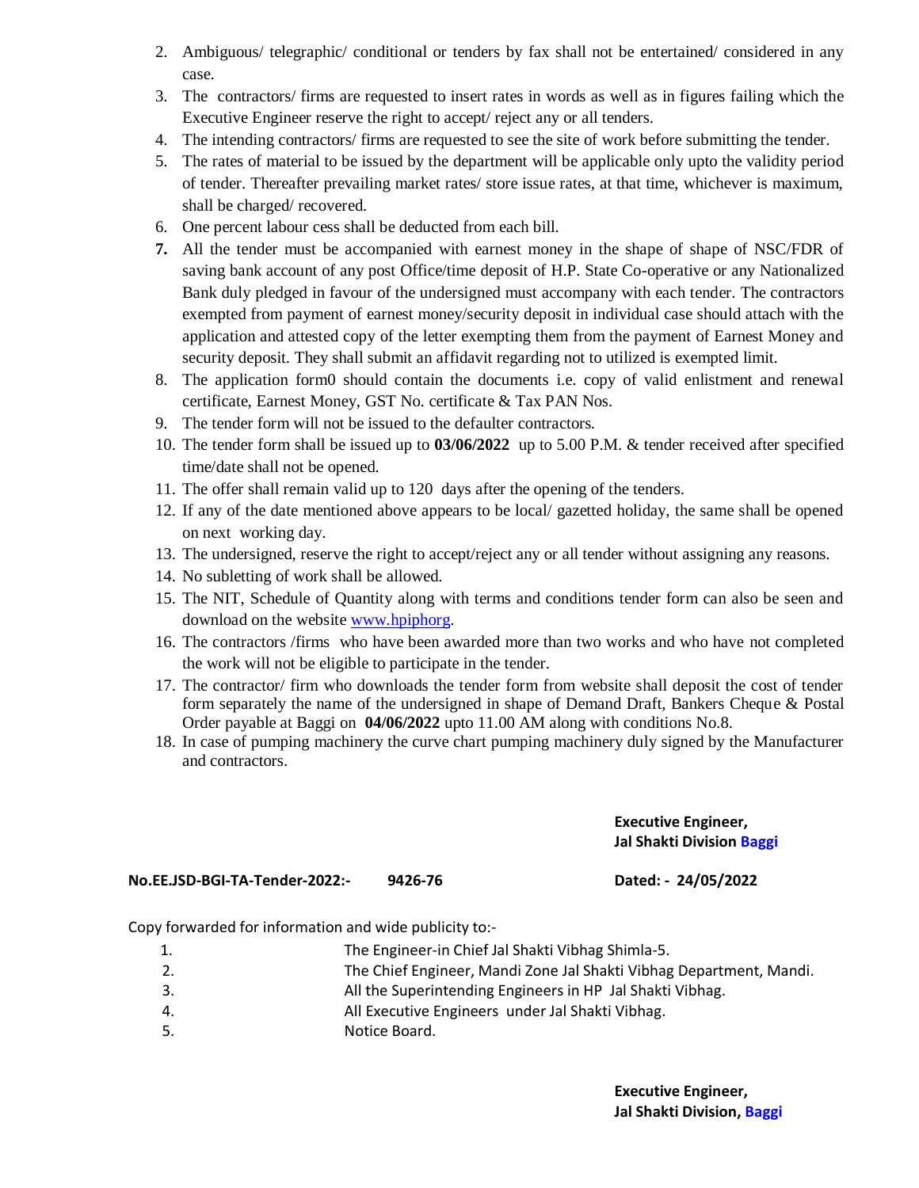2. Ambiguous/ telegraphic/ conditional or tenders by fax shall not be entertained/ considered in any case.
3. The contractors/ firms are requested to insert rates in words as well as in figures failing which the Executive Engineer reserve the right to accept/ reject any or all tenders.
4. The intending contractors/ firms are requested to see the site of work before submitting the tender.
5. The rates of material to be issued by the department will be applicable only upto the validity period of tender. Thereafter prevailing market rates/ store issue rates, at that time, whichever is maximum, shall be charged/ recovered.
6. One percent labour cess shall be deducted from each bill.
7. All the tender must be accompanied with earnest money in the shape of shape of NSC/FDR of saving bank account of any post Office/time deposit of H.P. State Co-operative or any Nationalized Bank duly pledged in favour of the undersigned must accompany with each tender. The contractors exempted from payment of earnest money/security deposit in individual case should attach with the application and attested copy of the letter exempting them from the payment of Earnest Money and security deposit. They shall submit an affidavit regarding not to utilized is exempted limit.
8. The application form0 should contain the documents i.e. copy of valid enlistment and renewal certificate, Earnest Money, GST No. certificate & Tax PAN Nos.
9. The tender form will not be issued to the defaulter contractors.
10. The tender form shall be issued up to **03/06/2022** up to 5.00 P.M. & tender received after specified time/date shall not be opened.
11. The offer shall remain valid up to 120 days after the opening of the tenders.
12. If any of the date mentioned above appears to be local/ gazetted holiday, the same shall be opened on next working day.
13. The undersigned, reserve the right to accept/reject any or all tender without assigning any reasons.
14. No subletting of work shall be allowed.
15. The NIT, Schedule of Quantity along with terms and conditions tender form can also be seen and download on the website www.hpiphorg.
16. The contractors /firms who have been awarded more than two works and who have not completed the work will not be eligible to participate in the tender.
17. The contractor/ firm who downloads the tender form from website shall deposit the cost of tender form separately the name of the undersigned in shape of Demand Draft, Bankers Cheque & Postal Order payable at Baggi on **04/06/2022** upto 11.00 AM along with conditions No.8.
18. In case of pumping machinery the curve chart pumping machinery duly signed by the Manufacturer and contractors.

**Executive Engineer,**
**Jal Shakti Division Baggi**

**No.EE.JSD-BGI-TA-Tender-2022:- 9426-76** **Dated: - 24/05/2022**

Copy forwarded for information and wide publicity to:-

1. The Engineer-in Chief Jal Shakti Vibhag Shimla-5.
2. The Chief Engineer, Mandi Zone Jal Shakti Vibhag Department, Mandi.
3. All the Superintending Engineers in HP Jal Shakti Vibhag.
4. All Executive Engineers under Jal Shakti Vibhag.
5. Notice Board.

**Executive Engineer,**
**Jal Shakti Division, Baggi**